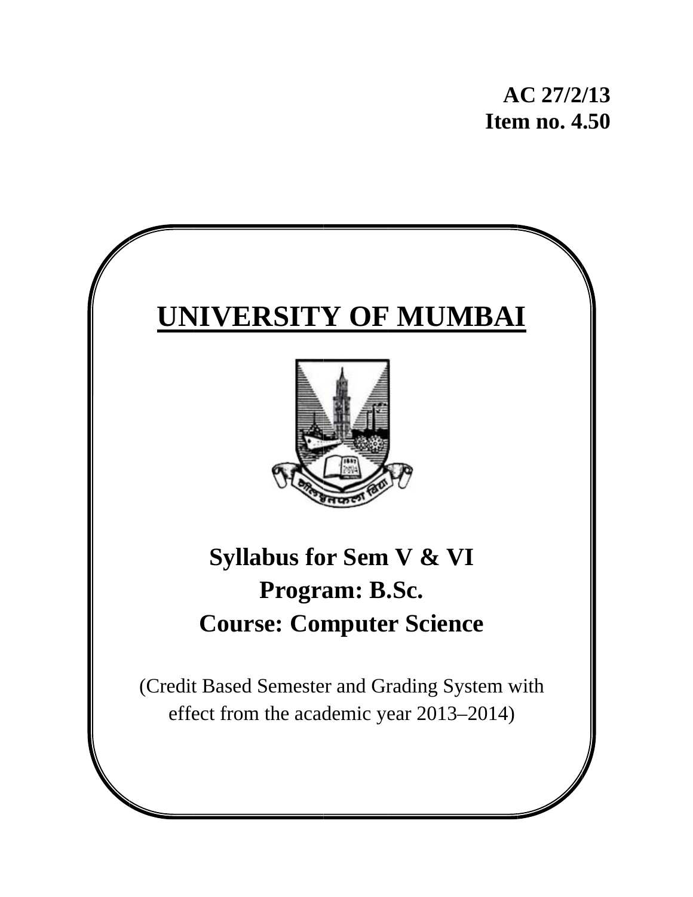**AC 27/2/13**
**Item no. 4.50**

# UNIVERSITY OF MUMBAI

## Syllabus for Sem V & VI
## Program: B.Sc.
## Course: Computer Science

(Credit Based Semester and Grading System with effect from the academic year 2013–2014)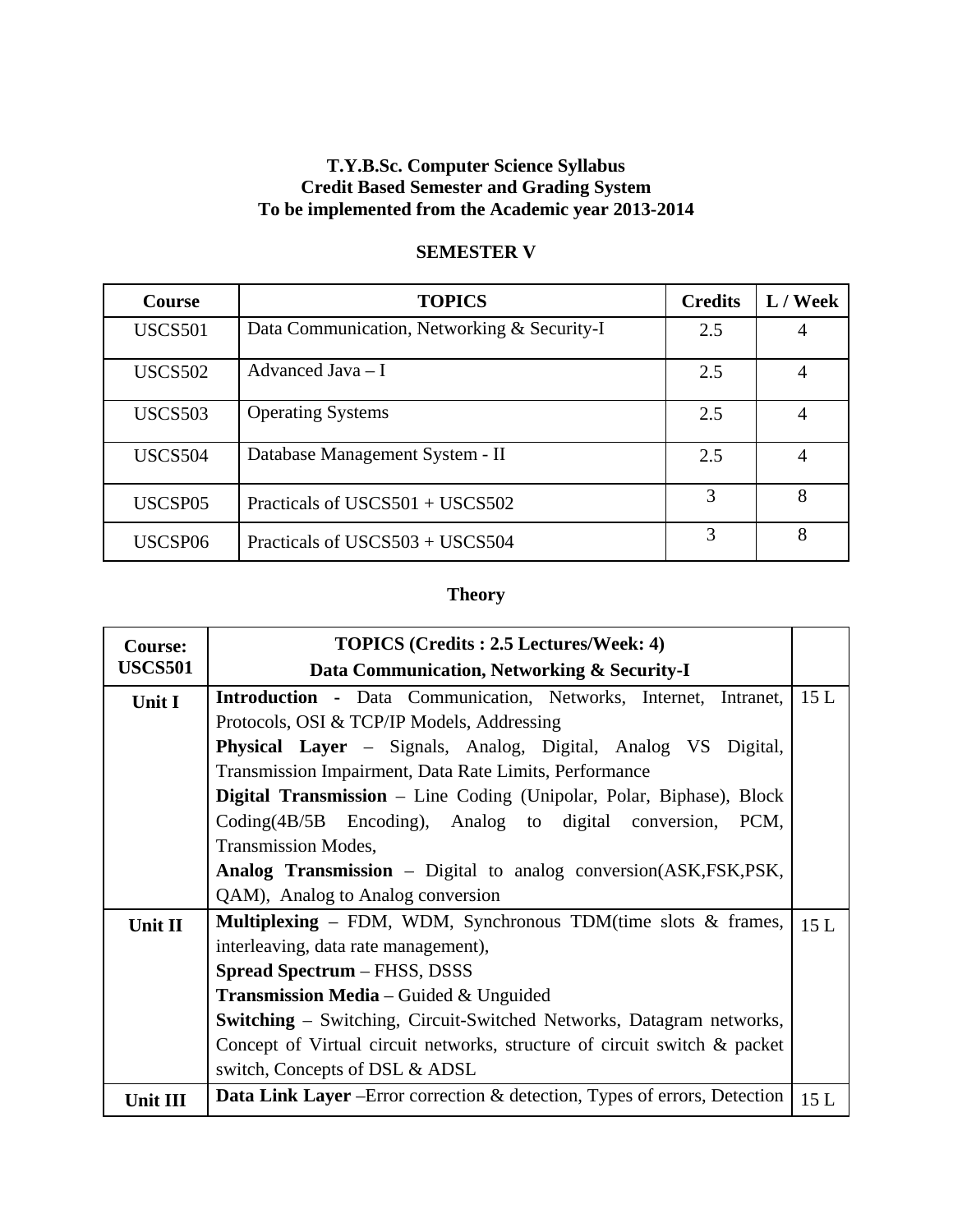**T.Y.B.Sc. Computer Science Syllabus**
**Credit Based Semester and Grading System**
**To be implemented from the Academic year 2013-2014**

## SEMESTER V

| Course | TOPICS | Credits | L / Week |
|---|---|---|---|
| USCS501 | Data Communication, Networking & Security-I | 2.5 | 4 |
| USCS502 | Advanced Java – I | 2.5 | 4 |
| USCS503 | Operating Systems | 2.5 | 4 |
| USCS504 | Database Management System - II | 2.5 | 4 |
| USCSP05 | Practicals of USCS501 + USCS502 | 3 | 8 |
| USCSP06 | Practicals of USCS503 + USCS504 | 3 | 8 |

## Theory

| Course: USCS501 | TOPICS (Credits : 2.5 Lectures/Week: 4) Data Communication, Networking & Security-I | |
|---|---|---|
| Unit I | **Introduction -** Data Communication, Networks, Internet, Intranet, Protocols, OSI & TCP/IP Models, Addressing<br>**Physical Layer** – Signals, Analog, Digital, Analog VS Digital, Transmission Impairment, Data Rate Limits, Performance<br>**Digital Transmission** – Line Coding (Unipolar, Polar, Biphase), Block Coding(4B/5B Encoding), Analog to digital conversion, PCM, Transmission Modes,<br>**Analog Transmission** – Digital to analog conversion(ASK,FSK,PSK, QAM), Analog to Analog conversion | 15 L |
| Unit II | **Multiplexing** – FDM, WDM, Synchronous TDM(time slots & frames, interleaving, data rate management),<br>**Spread Spectrum** – FHSS, DSSS<br>**Transmission Media** – Guided & Unguided<br>**Switching** – Switching, Circuit-Switched Networks, Datagram networks, Concept of Virtual circuit networks, structure of circuit switch & packet switch, Concepts of DSL & ADSL | 15 L |
| Unit III | **Data Link Layer** –Error correction & detection, Types of errors, Detection | 15 L |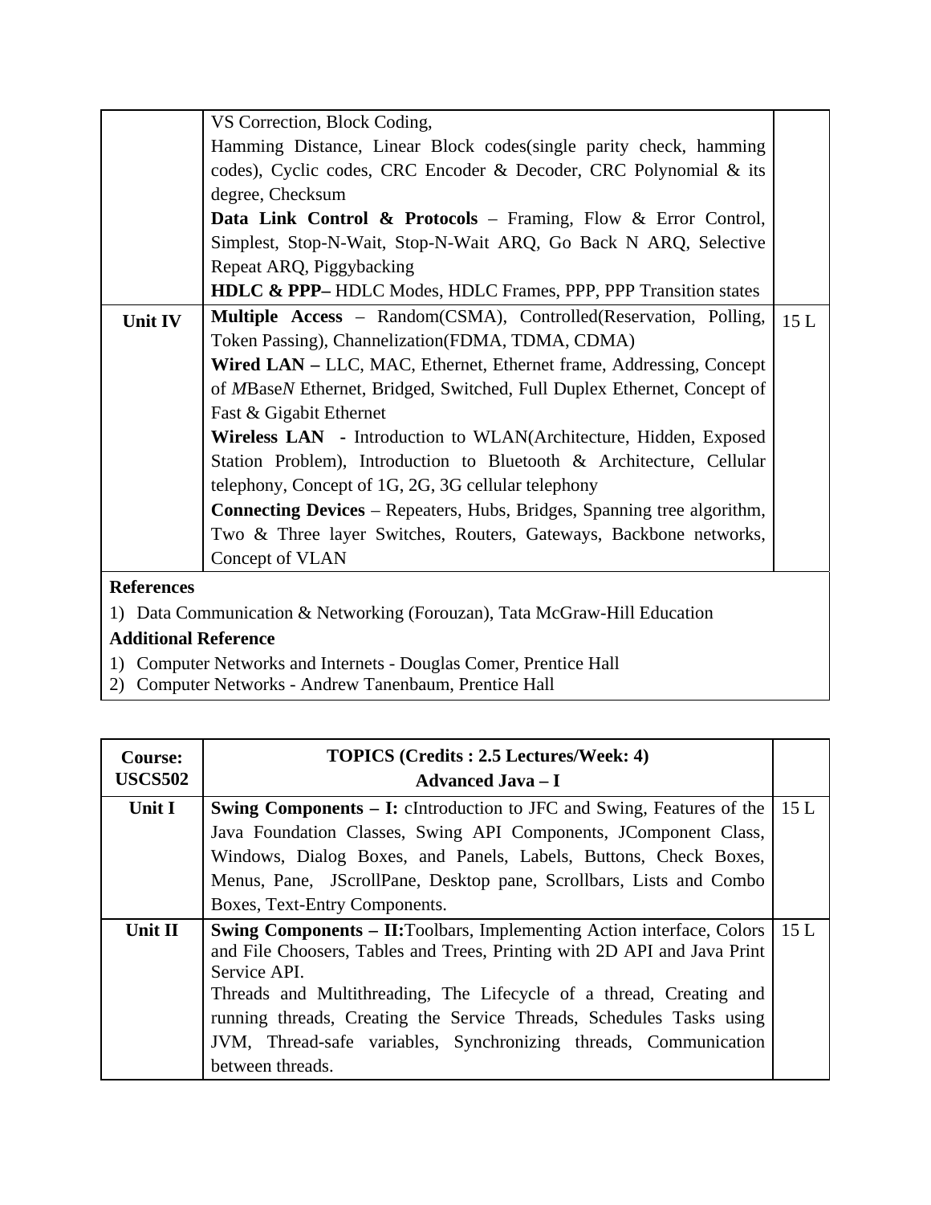| | | |
|---|---|---|
| | VS Correction, Block Coding,<br>Hamming Distance, Linear Block codes(single parity check, hamming codes), Cyclic codes, CRC Encoder & Decoder, CRC Polynomial & its degree, Checksum<br>**Data Link Control & Protocols** – Framing, Flow & Error Control, Simplest, Stop-N-Wait, Stop-N-Wait ARQ, Go Back N ARQ, Selective Repeat ARQ, Piggybacking<br>**HDLC & PPP–** HDLC Modes, HDLC Frames, PPP, PPP Transition states | |
| **Unit IV** | **Multiple Access** – Random(CSMA), Controlled(Reservation, Polling, Token Passing), Channelization(FDMA, TDMA, CDMA)<br>**Wired LAN –** LLC, MAC, Ethernet, Ethernet frame, Addressing, Concept of *M*Base*N* Ethernet, Bridged, Switched, Full Duplex Ethernet, Concept of Fast & Gigabit Ethernet<br>**Wireless LAN -** Introduction to WLAN(Architecture, Hidden, Exposed Station Problem), Introduction to Bluetooth & Architecture, Cellular telephony, Concept of 1G, 2G, 3G cellular telephony<br>**Connecting Devices** – Repeaters, Hubs, Bridges, Spanning tree algorithm, Two & Three layer Switches, Routers, Gateways, Backbone networks, Concept of VLAN | 15 L |

**References**

1) Data Communication & Networking (Forouzan), Tata McGraw-Hill Education

**Additional Reference**

1) Computer Networks and Internets - Douglas Comer, Prentice Hall
2) Computer Networks - Andrew Tanenbaum, Prentice Hall

| **Course: USCS502** | **TOPICS (Credits : 2.5 Lectures/Week: 4)**<br>**Advanced Java – I** | |
|---|---|---|
| **Unit I** | **Swing Components – I:** cIntroduction to JFC and Swing, Features of the Java Foundation Classes, Swing API Components, JComponent Class, Windows, Dialog Boxes, and Panels, Labels, Buttons, Check Boxes, Menus, Pane, JScrollPane, Desktop pane, Scrollbars, Lists and Combo Boxes, Text-Entry Components. | 15 L |
| **Unit II** | **Swing Components – II:**Toolbars, Implementing Action interface, Colors and File Choosers, Tables and Trees, Printing with 2D API and Java Print Service API.<br>Threads and Multithreading, The Lifecycle of a thread, Creating and running threads, Creating the Service Threads, Schedules Tasks using JVM, Thread-safe variables, Synchronizing threads, Communication between threads. | 15 L |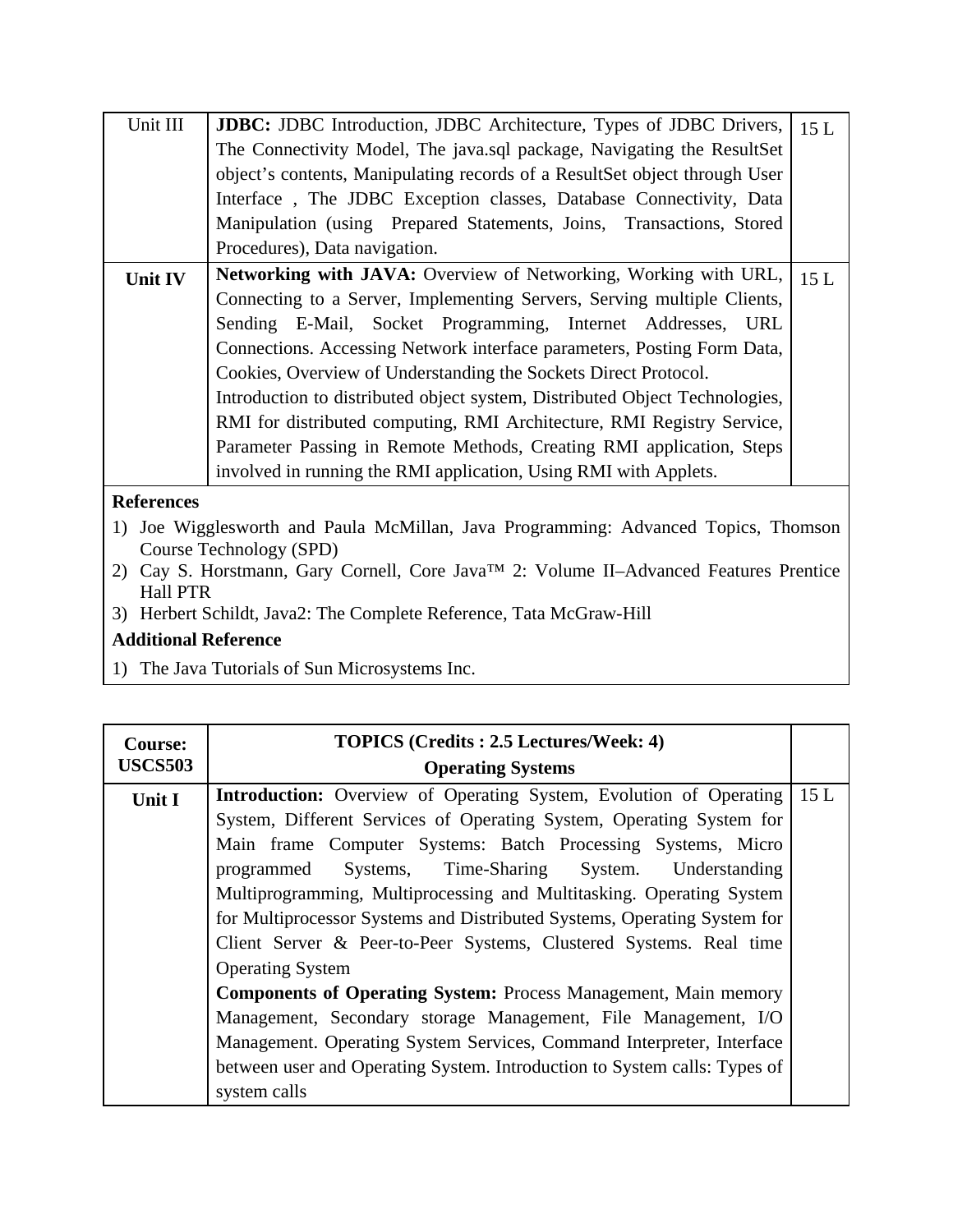| Unit III | **JDBC:** JDBC Introduction, JDBC Architecture, Types of JDBC Drivers, The Connectivity Model, The java.sql package, Navigating the ResultSet object's contents, Manipulating records of a ResultSet object through User Interface , The JDBC Exception classes, Database Connectivity, Data Manipulation (using Prepared Statements, Joins, Transactions, Stored Procedures), Data navigation. | 15 L |
|---|---|---|
| **Unit IV** | **Networking with JAVA:** Overview of Networking, Working with URL, Connecting to a Server, Implementing Servers, Serving multiple Clients, Sending E-Mail, Socket Programming, Internet Addresses, URL Connections. Accessing Network interface parameters, Posting Form Data, Cookies, Overview of Understanding the Sockets Direct Protocol.<br>Introduction to distributed object system, Distributed Object Technologies, RMI for distributed computing, RMI Architecture, RMI Registry Service, Parameter Passing in Remote Methods, Creating RMI application, Steps involved in running the RMI application, Using RMI with Applets. | 15 L |

**References**

1) Joe Wigglesworth and Paula McMillan, Java Programming: Advanced Topics, Thomson Course Technology (SPD)
2) Cay S. Horstmann, Gary Cornell, Core Java™ 2: Volume II–Advanced Features Prentice Hall PTR
3) Herbert Schildt, Java2: The Complete Reference, Tata McGraw-Hill

**Additional Reference**

1) The Java Tutorials of Sun Microsystems Inc.

| **Course: USCS503** | **TOPICS (Credits : 2.5 Lectures/Week: 4)**<br>**Operating Systems** | |
|---|---|---|
| **Unit I** | **Introduction:** Overview of Operating System, Evolution of Operating System, Different Services of Operating System, Operating System for Main frame Computer Systems: Batch Processing Systems, Micro programmed Systems, Time-Sharing System. Understanding Multiprogramming, Multiprocessing and Multitasking. Operating System for Multiprocessor Systems and Distributed Systems, Operating System for Client Server & Peer-to-Peer Systems, Clustered Systems. Real time Operating System<br>**Components of Operating System:** Process Management, Main memory Management, Secondary storage Management, File Management, I/O Management. Operating System Services, Command Interpreter, Interface between user and Operating System. Introduction to System calls: Types of system calls | 15 L |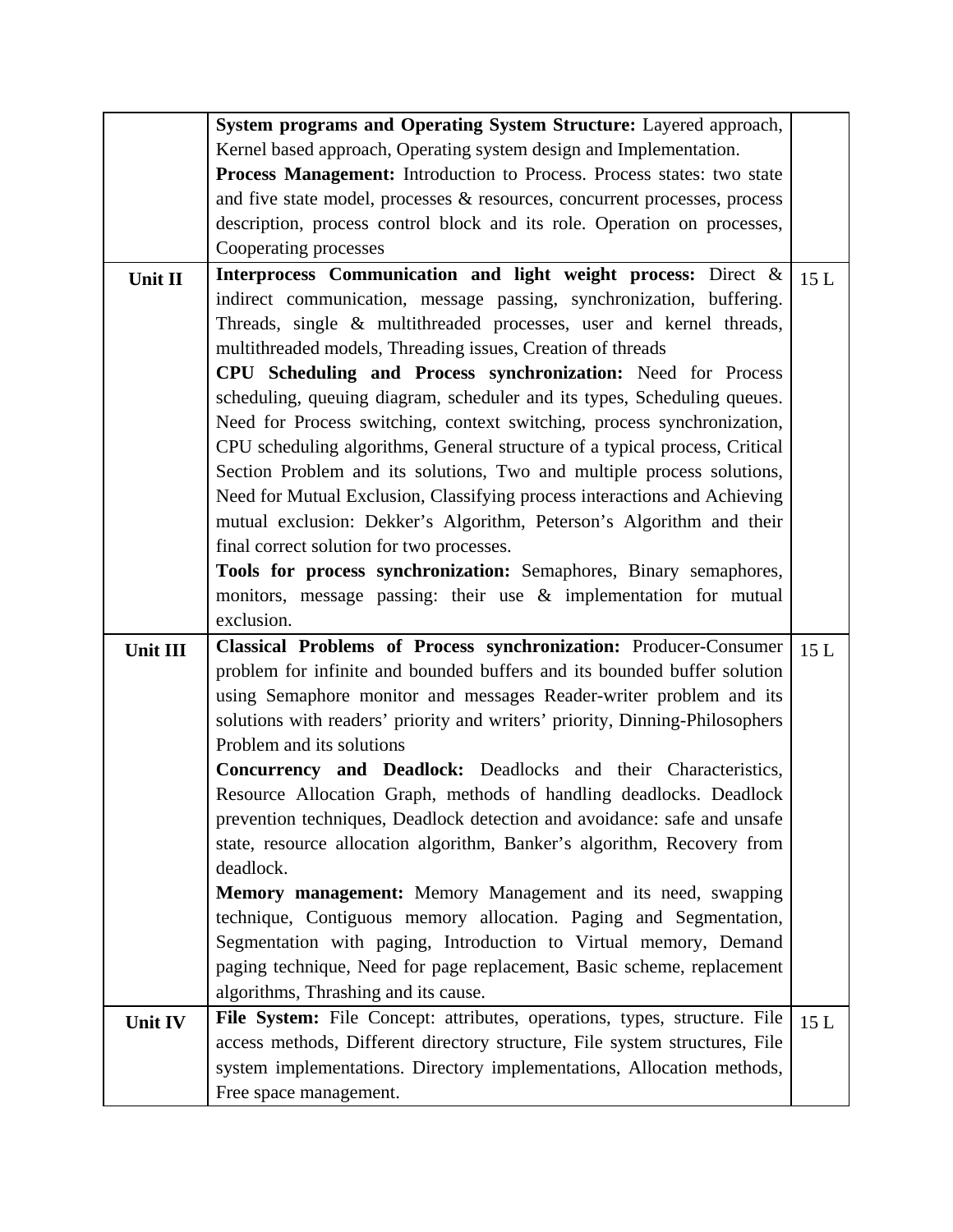| | | |
|---|---|---|
| | **System programs and Operating System Structure:** Layered approach, Kernel based approach, Operating system design and Implementation. **Process Management:** Introduction to Process. Process states: two state and five state model, processes & resources, concurrent processes, process description, process control block and its role. Operation on processes, Cooperating processes | |
| **Unit II** | **Interprocess Communication and light weight process:** Direct & indirect communication, message passing, synchronization, buffering. Threads, single & multithreaded processes, user and kernel threads, multithreaded models, Threading issues, Creation of threads **CPU Scheduling and Process synchronization:** Need for Process scheduling, queuing diagram, scheduler and its types, Scheduling queues. Need for Process switching, context switching, process synchronization, CPU scheduling algorithms, General structure of a typical process, Critical Section Problem and its solutions, Two and multiple process solutions, Need for Mutual Exclusion, Classifying process interactions and Achieving mutual exclusion: Dekker's Algorithm, Peterson's Algorithm and their final correct solution for two processes. **Tools for process synchronization:** Semaphores, Binary semaphores, monitors, message passing: their use & implementation for mutual exclusion. | 15 L |
| **Unit III** | **Classical Problems of Process synchronization:** Producer-Consumer problem for infinite and bounded buffers and its bounded buffer solution using Semaphore monitor and messages Reader-writer problem and its solutions with readers' priority and writers' priority, Dinning-Philosophers Problem and its solutions **Concurrency and Deadlock:** Deadlocks and their Characteristics, Resource Allocation Graph, methods of handling deadlocks. Deadlock prevention techniques, Deadlock detection and avoidance: safe and unsafe state, resource allocation algorithm, Banker's algorithm, Recovery from deadlock. **Memory management:** Memory Management and its need, swapping technique, Contiguous memory allocation. Paging and Segmentation, Segmentation with paging, Introduction to Virtual memory, Demand paging technique, Need for page replacement, Basic scheme, replacement algorithms, Thrashing and its cause. | 15 L |
| **Unit IV** | **File System:** File Concept: attributes, operations, types, structure. File access methods, Different directory structure, File system structures, File system implementations. Directory implementations, Allocation methods, Free space management. | 15 L |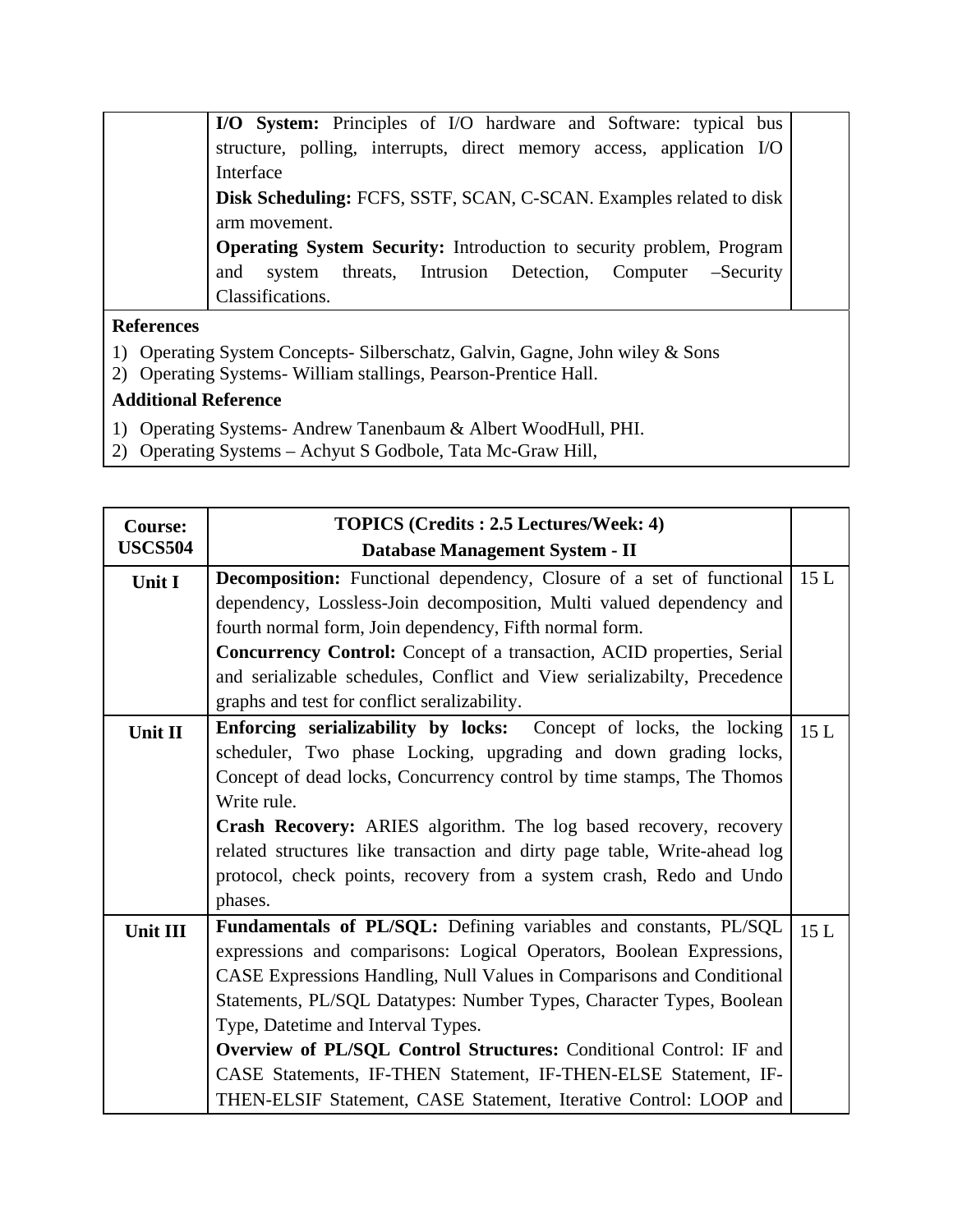| | | |
|---|---|---|
| | **I/O System:** Principles of I/O hardware and Software: typical bus structure, polling, interrupts, direct memory access, application I/O Interface<br>**Disk Scheduling:** FCFS, SSTF, SCAN, C-SCAN. Examples related to disk arm movement.<br>**Operating System Security:** Introduction to security problem, Program and system threats, Intrusion Detection, Computer –Security Classifications. | |

**References**

1) Operating System Concepts- Silberschatz, Galvin, Gagne, John wiley & Sons
2) Operating Systems- William stallings, Pearson-Prentice Hall.

**Additional Reference**

1) Operating Systems- Andrew Tanenbaum & Albert WoodHull, PHI.
2) Operating Systems – Achyut S Godbole, Tata Mc-Graw Hill,

| **Course: USCS504** | **TOPICS (Credits : 2.5 Lectures/Week: 4)**<br>**Database Management System - II** | |
|---|---|---|
| **Unit I** | **Decomposition:** Functional dependency, Closure of a set of functional dependency, Lossless-Join decomposition, Multi valued dependency and fourth normal form, Join dependency, Fifth normal form.<br>**Concurrency Control:** Concept of a transaction, ACID properties, Serial and serializable schedules, Conflict and View serializabilty, Precedence graphs and test for conflict seralizability. | 15 L |
| **Unit II** | **Enforcing serializability by locks:** Concept of locks, the locking scheduler, Two phase Locking, upgrading and down grading locks, Concept of dead locks, Concurrency control by time stamps, The Thomos Write rule.<br>**Crash Recovery:** ARIES algorithm. The log based recovery, recovery related structures like transaction and dirty page table, Write-ahead log protocol, check points, recovery from a system crash, Redo and Undo phases. | 15 L |
| **Unit III** | **Fundamentals of PL/SQL:** Defining variables and constants, PL/SQL expressions and comparisons: Logical Operators, Boolean Expressions, CASE Expressions Handling, Null Values in Comparisons and Conditional Statements, PL/SQL Datatypes: Number Types, Character Types, Boolean Type, Datetime and Interval Types.<br>**Overview of PL/SQL Control Structures:** Conditional Control: IF and CASE Statements, IF-THEN Statement, IF-THEN-ELSE Statement, IF-THEN-ELSIF Statement, CASE Statement, Iterative Control: LOOP and | 15 L |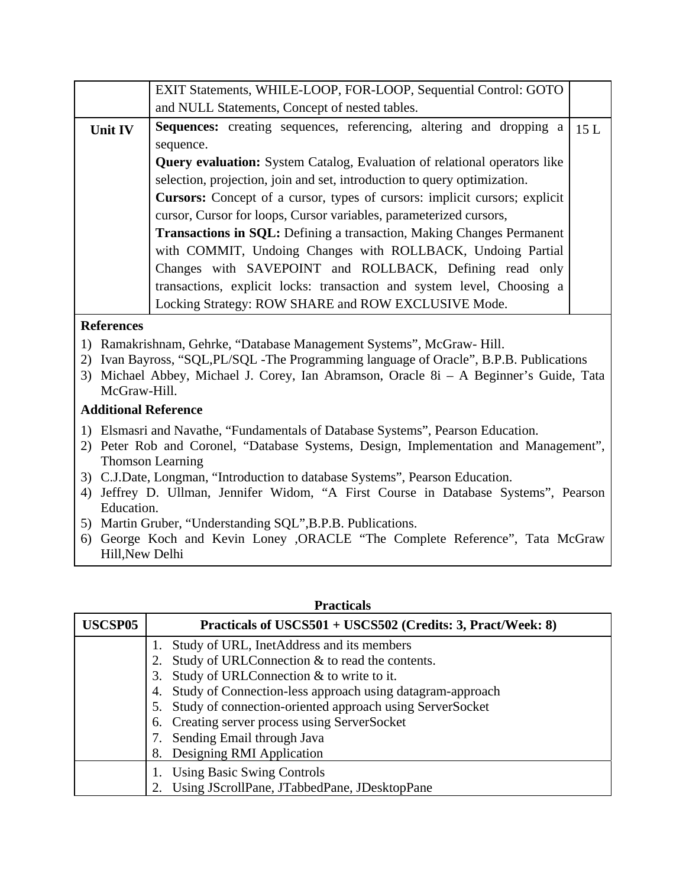|  |  |  |
|---|---|---|
|  | EXIT Statements, WHILE-LOOP, FOR-LOOP, Sequential Control: GOTO and NULL Statements, Concept of nested tables. |  |
| **Unit IV** | **Sequences:** creating sequences, referencing, altering and dropping a sequence.<br>**Query evaluation:** System Catalog, Evaluation of relational operators like selection, projection, join and set, introduction to query optimization.<br>**Cursors:** Concept of a cursor, types of cursors: implicit cursors; explicit cursor, Cursor for loops, Cursor variables, parameterized cursors,<br>**Transactions in SQL:** Defining a transaction, Making Changes Permanent with COMMIT, Undoing Changes with ROLLBACK, Undoing Partial Changes with SAVEPOINT and ROLLBACK, Defining read only transactions, explicit locks: transaction and system level, Choosing a Locking Strategy: ROW SHARE and ROW EXCLUSIVE Mode. | 15 L |

**References**

1) Ramakrishnam, Gehrke, "Database Management Systems", McGraw- Hill.
2) Ivan Bayross, "SQL,PL/SQL -The Programming language of Oracle", B.P.B. Publications
3) Michael Abbey, Michael J. Corey, Ian Abramson, Oracle 8i – A Beginner's Guide, Tata McGraw-Hill.

**Additional Reference**

1) Elsmasri and Navathe, "Fundamentals of Database Systems", Pearson Education.
2) Peter Rob and Coronel, "Database Systems, Design, Implementation and Management", Thomson Learning
3) C.J.Date, Longman, "Introduction to database Systems", Pearson Education.
4) Jeffrey D. Ullman, Jennifer Widom, "A First Course in Database Systems", Pearson Education.
5) Martin Gruber, "Understanding SQL",B.P.B. Publications.
6) George Koch and Kevin Loney ,ORACLE "The Complete Reference", Tata McGraw Hill,New Delhi

**Practicals**

| USCSP05 | Practicals of USCS501 + USCS502 (Credits: 3, Pract/Week: 8) |
|---|---|
|  | 1. Study of URL, InetAddress and its members<br>2. Study of URLConnection & to read the contents.<br>3. Study of URLConnection & to write to it.<br>4. Study of Connection-less approach using datagram-approach<br>5. Study of connection-oriented approach using ServerSocket<br>6. Creating server process using ServerSocket<br>7. Sending Email through Java<br>8. Designing RMI Application |
|  | 1. Using Basic Swing Controls<br>2. Using JScrollPane, JTabbedPane, JDesktopPane |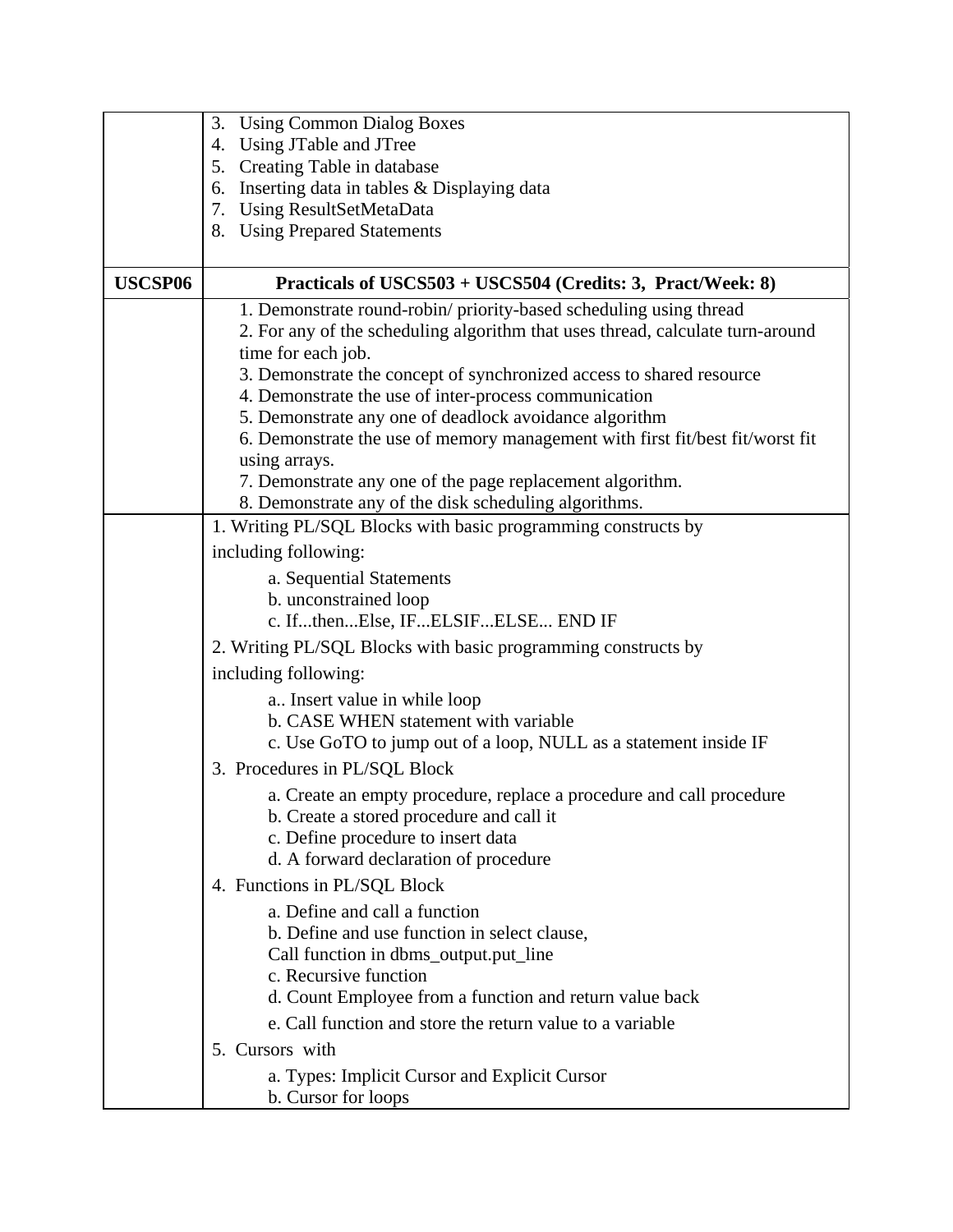|  |  |
|---|---|
|  | 3. Using Common Dialog Boxes<br>4. Using JTable and JTree<br>5. Creating Table in database<br>6. Inserting data in tables & Displaying data<br>7. Using ResultSetMetaData<br>8. Using Prepared Statements |
| **USCSP06** | **Practicals of USCS503 + USCS504 (Credits: 3, Pract/Week: 8)** |
|  | 1. Demonstrate round-robin/ priority-based scheduling using thread<br>2. For any of the scheduling algorithm that uses thread, calculate turn-around time for each job.<br>3. Demonstrate the concept of synchronized access to shared resource<br>4. Demonstrate the use of inter-process communication<br>5. Demonstrate any one of deadlock avoidance algorithm<br>6. Demonstrate the use of memory management with first fit/best fit/worst fit using arrays.<br>7. Demonstrate any one of the page replacement algorithm.<br>8. Demonstrate any of the disk scheduling algorithms. |
|  | 1. Writing PL/SQL Blocks with basic programming constructs by including following:<br>a. Sequential Statements<br>b. unconstrained loop<br>c. If...then...Else, IF...ELSIF...ELSE... END IF<br>2. Writing PL/SQL Blocks with basic programming constructs by including following:<br>a.. Insert value in while loop<br>b. CASE WHEN statement with variable<br>c. Use GoTO to jump out of a loop, NULL as a statement inside IF<br>3. Procedures in PL/SQL Block<br>a. Create an empty procedure, replace a procedure and call procedure<br>b. Create a stored procedure and call it<br>c. Define procedure to insert data<br>d. A forward declaration of procedure<br>4. Functions in PL/SQL Block<br>a. Define and call a function<br>b. Define and use function in select clause,<br>Call function in dbms_output.put_line<br>c. Recursive function<br>d. Count Employee from a function and return value back<br>e. Call function and store the return value to a variable<br>5. Cursors with<br>a. Types: Implicit Cursor and Explicit Cursor<br>b. Cursor for loops |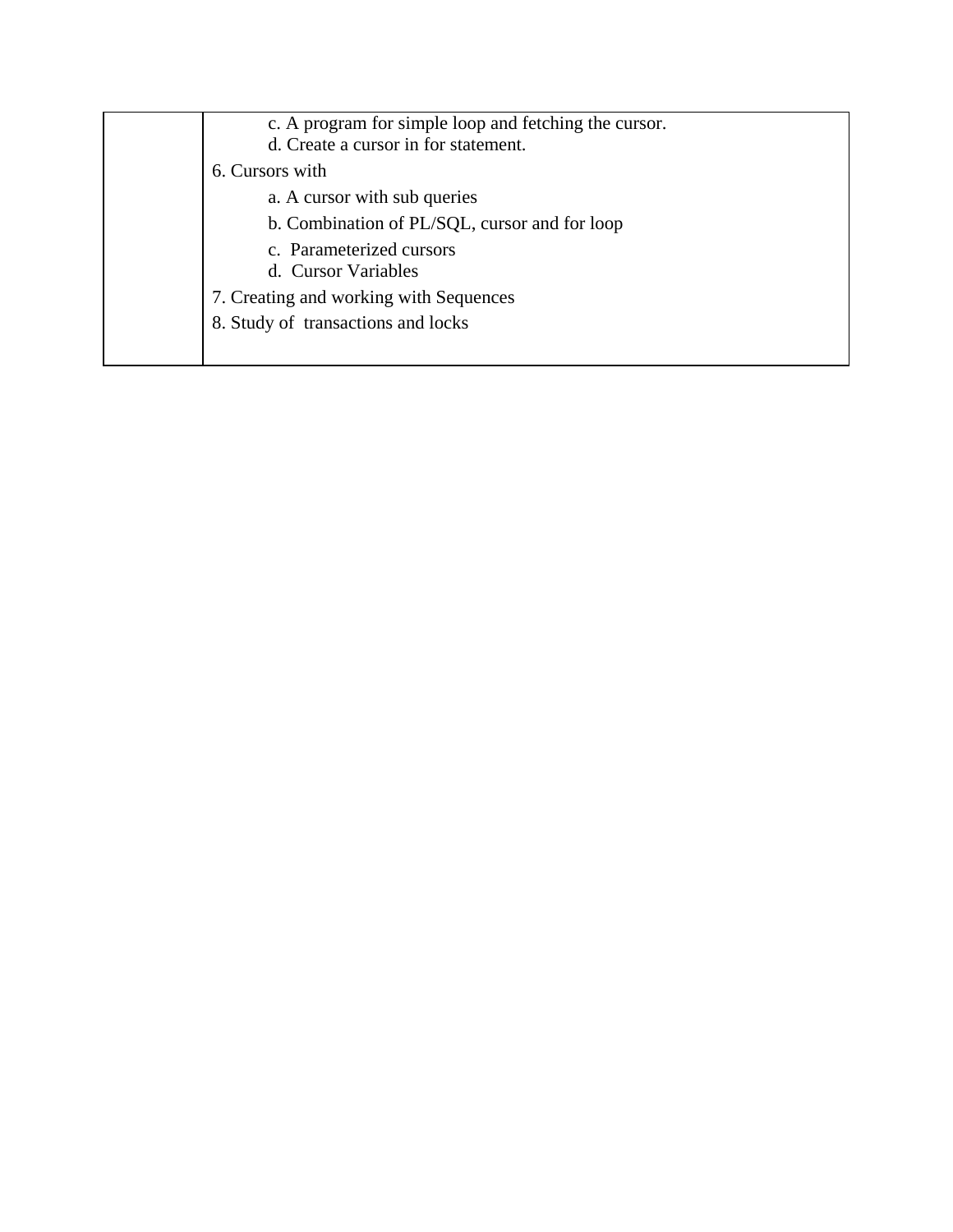| | |
|---|---|
| | c. A program for simple loop and fetching the cursor.<br>d. Create a cursor in for statement.<br>6. Cursors with<br>a. A cursor with sub queries<br>b. Combination of PL/SQL, cursor and for loop<br>c. Parameterized cursors<br>d. Cursor Variables<br>7. Creating and working with Sequences<br>8. Study of transactions and locks |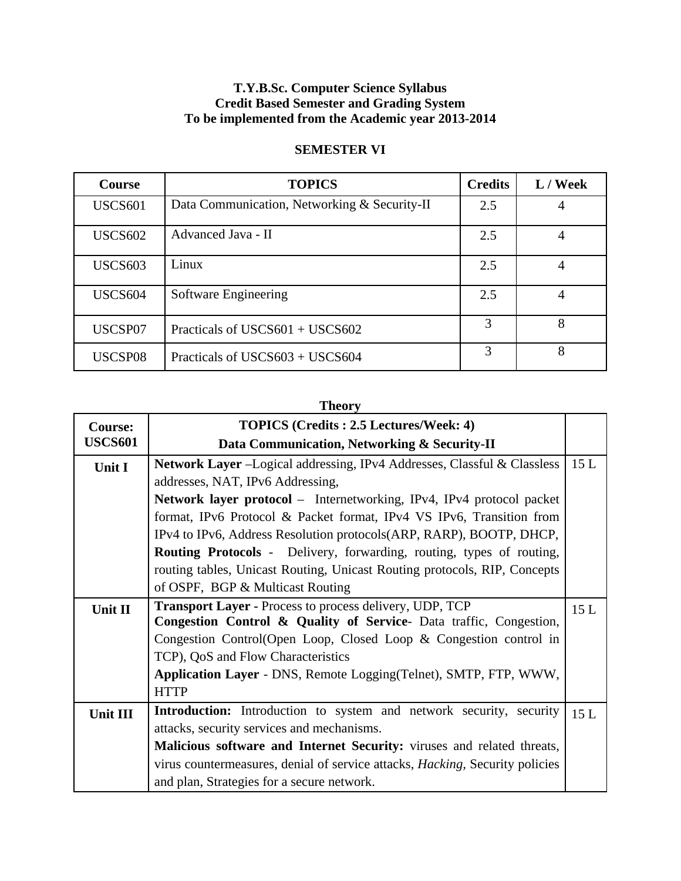**T.Y.B.Sc. Computer Science Syllabus**
**Credit Based Semester and Grading System**
**To be implemented from the Academic year 2013-2014**

## SEMESTER VI

| Course | TOPICS | Credits | L / Week |
|---|---|---|---|
| USCS601 | Data Communication, Networking & Security-II | 2.5 | 4 |
| USCS602 | Advanced Java - II | 2.5 | 4 |
| USCS603 | Linux | 2.5 | 4 |
| USCS604 | Software Engineering | 2.5 | 4 |
| USCSP07 | Practicals of USCS601 + USCS602 | 3 | 8 |
| USCSP08 | Practicals of USCS603 + USCS604 | 3 | 8 |

**Theory**

| **Course: USCS601** | **TOPICS (Credits : 2.5 Lectures/Week: 4)** **Data Communication, Networking & Security-II** | |
|---|---|---|
| **Unit I** | **Network Layer** –Logical addressing, IPv4 Addresses, Classful & Classless addresses, NAT, IPv6 Addressing, **Network layer protocol** – Internetworking, IPv4, IPv4 protocol packet format, IPv6 Protocol & Packet format, IPv4 VS IPv6, Transition from IPv4 to IPv6, Address Resolution protocols(ARP, RARP), BOOTP, DHCP, **Routing Protocols** - Delivery, forwarding, routing, types of routing, routing tables, Unicast Routing, Unicast Routing protocols, RIP, Concepts of OSPF, BGP & Multicast Routing | 15 L |
| **Unit II** | **Transport Layer -** Process to process delivery, UDP, TCP **Congestion Control & Quality of Service**- Data traffic, Congestion, Congestion Control(Open Loop, Closed Loop & Congestion control in TCP), QoS and Flow Characteristics **Application Layer** - DNS, Remote Logging(Telnet), SMTP, FTP, WWW, HTTP | 15 L |
| **Unit III** | **Introduction:** Introduction to system and network security, security attacks, security services and mechanisms. **Malicious software and Internet Security:** viruses and related threats, virus countermeasures, denial of service attacks, *Hacking,* Security policies and plan, Strategies for a secure network. | 15 L |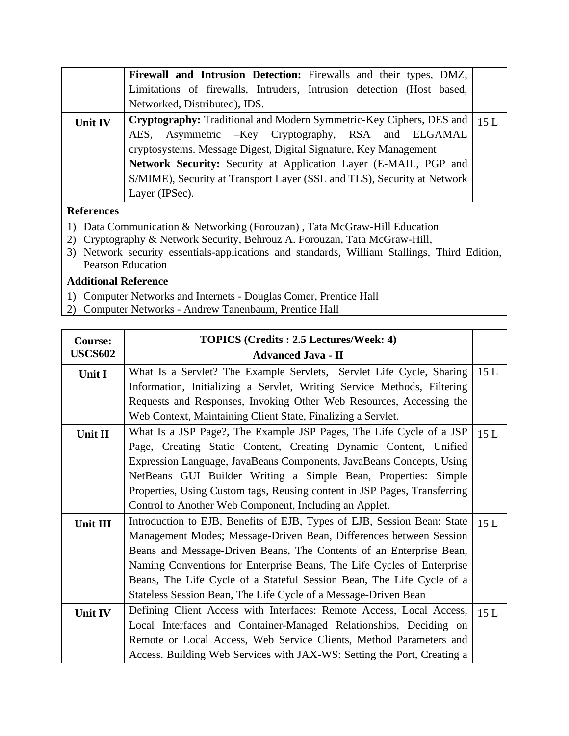| | | |
|---|---|---|
| | **Firewall and Intrusion Detection:** Firewalls and their types, DMZ, Limitations of firewalls, Intruders, Intrusion detection (Host based, Networked, Distributed), IDS. | |
| **Unit IV** | **Cryptography:** Traditional and Modern Symmetric-Key Ciphers, DES and AES, Asymmetric –Key Cryptography, RSA and ELGAMAL cryptosystems. Message Digest, Digital Signature, Key Management<br>**Network Security:** Security at Application Layer (E-MAIL, PGP and S/MIME), Security at Transport Layer (SSL and TLS), Security at Network Layer (IPSec). | 15 L |

**References**

1) Data Communication & Networking (Forouzan) , Tata McGraw-Hill Education
2) Cryptography & Network Security, Behrouz A. Forouzan, Tata McGraw-Hill,
3) Network security essentials-applications and standards, William Stallings, Third Edition, Pearson Education

**Additional Reference**

1) Computer Networks and Internets - Douglas Comer, Prentice Hall
2) Computer Networks - Andrew Tanenbaum, Prentice Hall

| **Course: USCS602** | **TOPICS (Credits : 2.5 Lectures/Week: 4)**<br>**Advanced Java - II** | |
|---|---|---|
| **Unit I** | What Is a Servlet? The Example Servlets, Servlet Life Cycle, Sharing Information, Initializing a Servlet, Writing Service Methods, Filtering Requests and Responses, Invoking Other Web Resources, Accessing the Web Context, Maintaining Client State, Finalizing a Servlet. | 15 L |
| **Unit II** | What Is a JSP Page?, The Example JSP Pages, The Life Cycle of a JSP Page, Creating Static Content, Creating Dynamic Content, Unified Expression Language, JavaBeans Components, JavaBeans Concepts, Using NetBeans GUI Builder Writing a Simple Bean, Properties: Simple Properties, Using Custom tags, Reusing content in JSP Pages, Transferring Control to Another Web Component, Including an Applet. | 15 L |
| **Unit III** | Introduction to EJB, Benefits of EJB, Types of EJB, Session Bean: State Management Modes; Message-Driven Bean, Differences between Session Beans and Message-Driven Beans, The Contents of an Enterprise Bean, Naming Conventions for Enterprise Beans, The Life Cycles of Enterprise Beans, The Life Cycle of a Stateful Session Bean, The Life Cycle of a Stateless Session Bean, The Life Cycle of a Message-Driven Bean | 15 L |
| **Unit IV** | Defining Client Access with Interfaces: Remote Access, Local Access, Local Interfaces and Container-Managed Relationships, Deciding on Remote or Local Access, Web Service Clients, Method Parameters and Access. Building Web Services with JAX-WS: Setting the Port, Creating a | 15 L |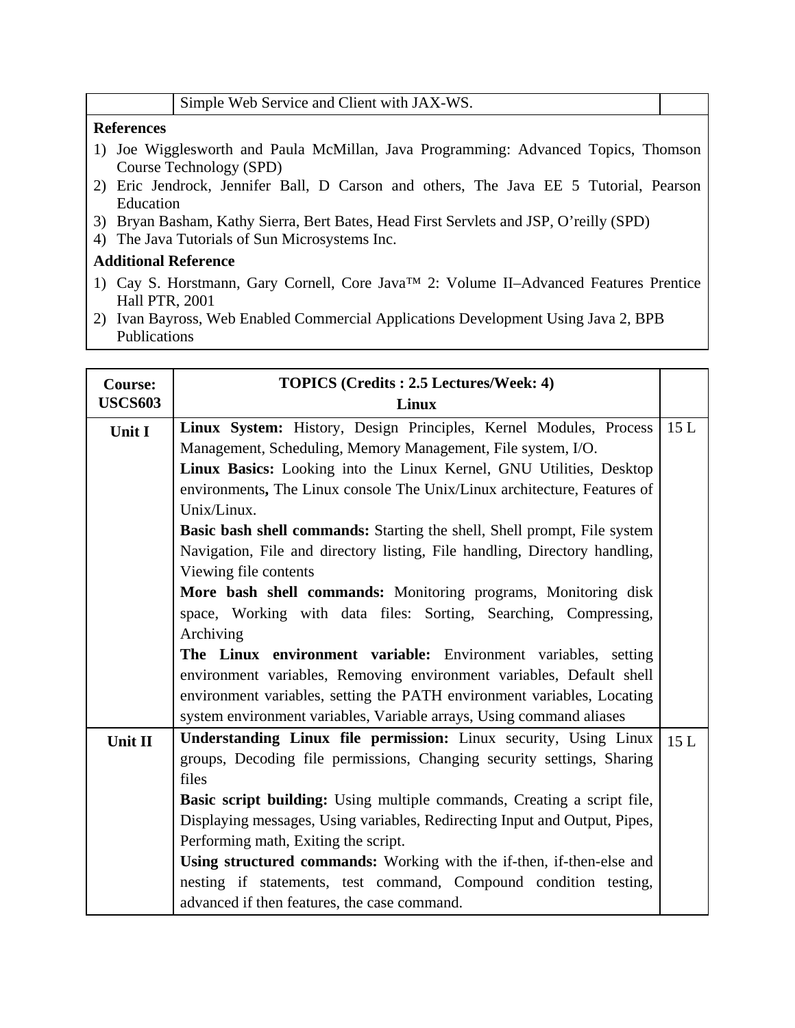| | Simple Web Service and Client with JAX-WS. | |
|---|---|---|

**References**

1) Joe Wigglesworth and Paula McMillan, Java Programming: Advanced Topics, Thomson Course Technology (SPD)
2) Eric Jendrock, Jennifer Ball, D Carson and others, The Java EE 5 Tutorial, Pearson Education
3) Bryan Basham, Kathy Sierra, Bert Bates, Head First Servlets and JSP, O'reilly (SPD)
4) The Java Tutorials of Sun Microsystems Inc.

**Additional Reference**

1) Cay S. Horstmann, Gary Cornell, Core Java™ 2: Volume II–Advanced Features Prentice Hall PTR, 2001
2) Ivan Bayross, Web Enabled Commercial Applications Development Using Java 2, BPB Publications

| **Course: USCS603** | **TOPICS (Credits : 2.5 Lectures/Week: 4)**<br>**Linux** | |
|---|---|---|
| **Unit I** | **Linux System:** History, Design Principles, Kernel Modules, Process Management, Scheduling, Memory Management, File system, I/O.<br>**Linux Basics:** Looking into the Linux Kernel, GNU Utilities, Desktop environments**,** The Linux console The Unix/Linux architecture, Features of Unix/Linux.<br>**Basic bash shell commands:** Starting the shell, Shell prompt, File system Navigation, File and directory listing, File handling, Directory handling, Viewing file contents<br>**More bash shell commands:** Monitoring programs, Monitoring disk space, Working with data files: Sorting, Searching, Compressing, Archiving<br>**The Linux environment variable:** Environment variables, setting environment variables, Removing environment variables, Default shell environment variables, setting the PATH environment variables, Locating system environment variables, Variable arrays, Using command aliases | 15 L |
| **Unit II** | **Understanding Linux file permission:** Linux security, Using Linux groups, Decoding file permissions, Changing security settings, Sharing files<br>**Basic script building:** Using multiple commands, Creating a script file, Displaying messages, Using variables, Redirecting Input and Output, Pipes, Performing math, Exiting the script.<br>**Using structured commands:** Working with the if-then, if-then-else and nesting if statements, test command, Compound condition testing, advanced if then features, the case command. | 15 L |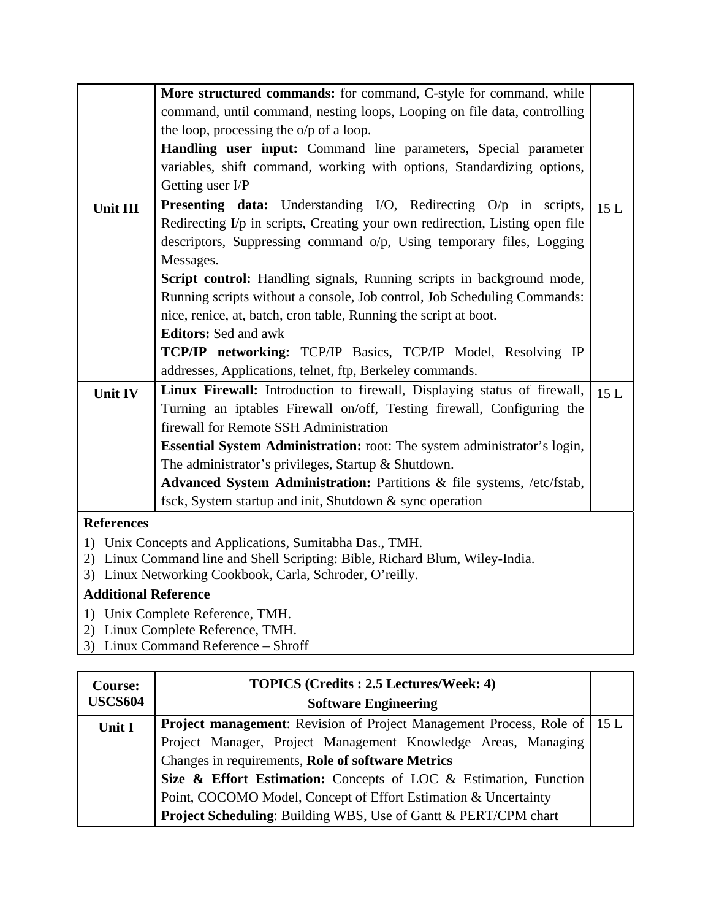| | | |
|---|---|---|
| | **More structured commands:** for command, C-style for command, while command, until command, nesting loops, Looping on file data, controlling the loop, processing the o/p of a loop.<br>**Handling user input:** Command line parameters, Special parameter variables, shift command, working with options, Standardizing options, Getting user I/P | |
| **Unit III** | **Presenting data:** Understanding I/O, Redirecting O/p in scripts, Redirecting I/p in scripts, Creating your own redirection, Listing open file descriptors, Suppressing command o/p, Using temporary files, Logging Messages.<br>**Script control:** Handling signals, Running scripts in background mode, Running scripts without a console, Job control, Job Scheduling Commands: nice, renice, at, batch, cron table, Running the script at boot.<br>**Editors:** Sed and awk<br>**TCP/IP networking:** TCP/IP Basics, TCP/IP Model, Resolving IP addresses, Applications, telnet, ftp, Berkeley commands. | 15 L |
| **Unit IV** | **Linux Firewall:** Introduction to firewall, Displaying status of firewall, Turning an iptables Firewall on/off, Testing firewall, Configuring the firewall for Remote SSH Administration<br>**Essential System Administration:** root: The system administrator's login, The administrator's privileges, Startup & Shutdown.<br>**Advanced System Administration:** Partitions & file systems, /etc/fstab, fsck, System startup and init, Shutdown & sync operation | 15 L |

**References**

1) Unix Concepts and Applications, Sumitabha Das., TMH.
2) Linux Command line and Shell Scripting: Bible, Richard Blum, Wiley-India.
3) Linux Networking Cookbook, Carla, Schroder, O'reilly.

**Additional Reference**

1) Unix Complete Reference, TMH.
2) Linux Complete Reference, TMH.
3) Linux Command Reference – Shroff

| **Course: USCS604** | **TOPICS (Credits : 2.5 Lectures/Week: 4)**<br>**Software Engineering** | |
|---|---|---|
| **Unit I** | **Project management**: Revision of Project Management Process, Role of Project Manager, Project Management Knowledge Areas, Managing Changes in requirements, **Role of software Metrics**<br>**Size & Effort Estimation:** Concepts of LOC & Estimation, Function Point, COCOMO Model, Concept of Effort Estimation & Uncertainty<br>**Project Scheduling**: Building WBS, Use of Gantt & PERT/CPM chart | 15 L |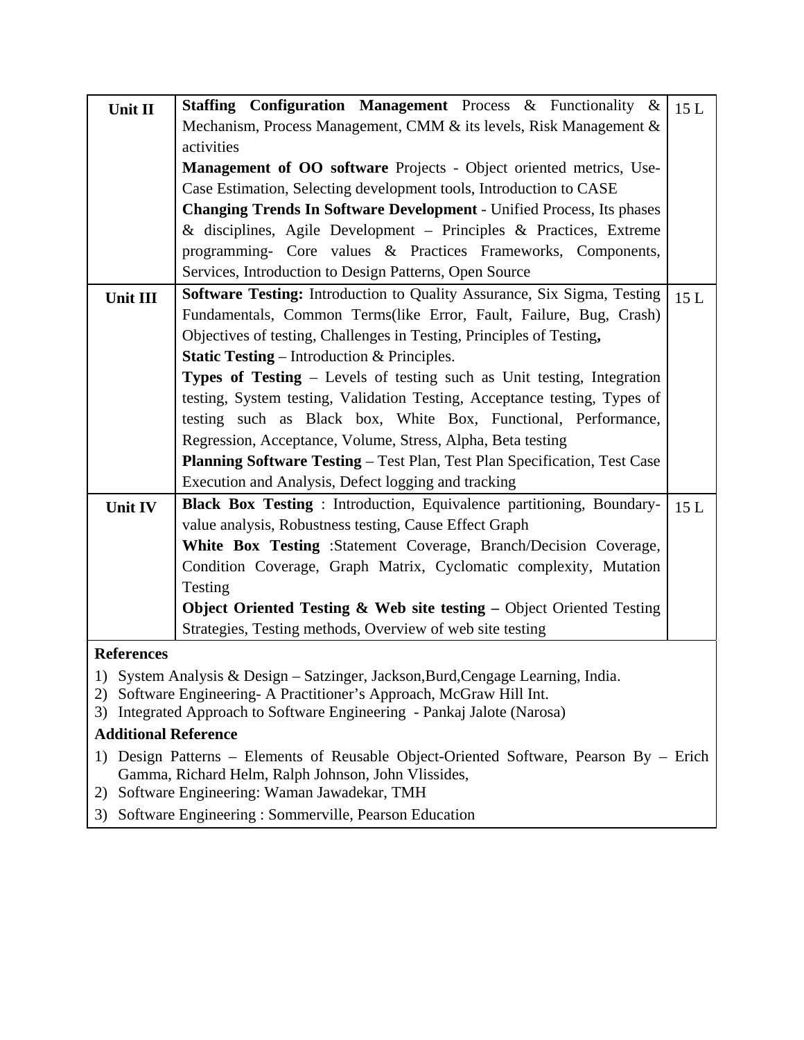| | | |
|---|---|---|
| **Unit II** | **Staffing Configuration Management** Process & Functionality & Mechanism, Process Management, CMM & its levels, Risk Management & activities<br>**Management of OO software** Projects - Object oriented metrics, Use-Case Estimation, Selecting development tools, Introduction to CASE<br>**Changing Trends In Software Development** - Unified Process, Its phases & disciplines, Agile Development – Principles & Practices, Extreme programming- Core values & Practices Frameworks, Components, Services, Introduction to Design Patterns, Open Source | 15 L |
| **Unit III** | **Software Testing:** Introduction to Quality Assurance, Six Sigma, Testing Fundamentals, Common Terms(like Error, Fault, Failure, Bug, Crash) Objectives of testing, Challenges in Testing, Principles of Testing**,**<br>**Static Testing** – Introduction & Principles.<br>**Types of Testing** – Levels of testing such as Unit testing, Integration testing, System testing, Validation Testing, Acceptance testing, Types of testing such as Black box, White Box, Functional, Performance, Regression, Acceptance, Volume, Stress, Alpha, Beta testing<br>**Planning Software Testing** – Test Plan, Test Plan Specification, Test Case Execution and Analysis, Defect logging and tracking | 15 L |
| **Unit IV** | **Black Box Testing** : Introduction, Equivalence partitioning, Boundary-value analysis, Robustness testing, Cause Effect Graph<br>**White Box Testing** :Statement Coverage, Branch/Decision Coverage, Condition Coverage, Graph Matrix, Cyclomatic complexity, Mutation Testing<br>**Object Oriented Testing & Web site testing –** Object Oriented Testing Strategies, Testing methods, Overview of web site testing | 15 L |

**References**

1) System Analysis & Design – Satzinger, Jackson,Burd,Cengage Learning, India.
2) Software Engineering- A Practitioner's Approach, McGraw Hill Int.
3) Integrated Approach to Software Engineering - Pankaj Jalote (Narosa)

**Additional Reference**

1) Design Patterns – Elements of Reusable Object-Oriented Software, Pearson By – Erich Gamma, Richard Helm, Ralph Johnson, John Vlissides,
2) Software Engineering: Waman Jawadekar, TMH
3) Software Engineering : Sommerville, Pearson Education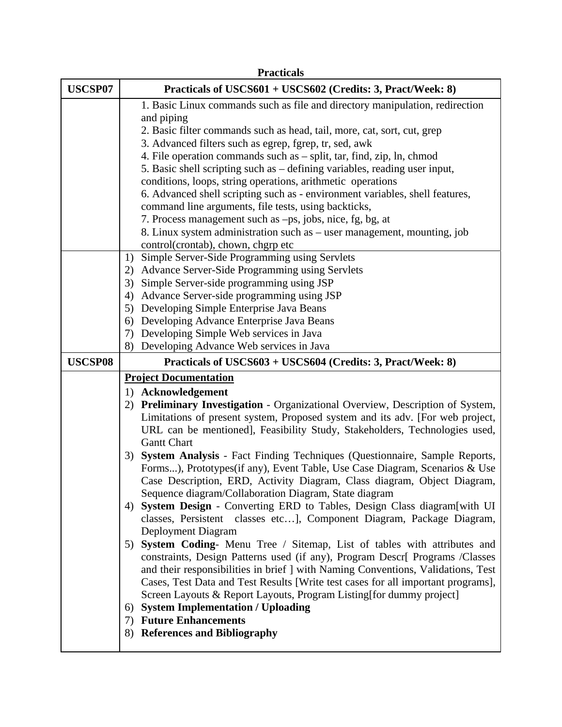**Practicals**

| USCSP07 | Practicals of USCS601 + USCS602 (Credits: 3, Pract/Week: 8) |
|---|---|
| | 1. Basic Linux commands such as file and directory manipulation, redirection and piping<br>2. Basic filter commands such as head, tail, more, cat, sort, cut, grep<br>3. Advanced filters such as egrep, fgrep, tr, sed, awk<br>4. File operation commands such as – split, tar, find, zip, ln, chmod<br>5. Basic shell scripting such as – defining variables, reading user input, conditions, loops, string operations, arithmetic operations<br>6. Advanced shell scripting such as - environment variables, shell features, command line arguments, file tests, using backticks,<br>7. Process management such as –ps, jobs, nice, fg, bg, at<br>8. Linux system administration such as – user management, mounting, job control(crontab), chown, chgrp etc |
| | 1) Simple Server-Side Programming using Servlets<br>2) Advance Server-Side Programming using Servlets<br>3) Simple Server-side programming using JSP<br>4) Advance Server-side programming using JSP<br>5) Developing Simple Enterprise Java Beans<br>6) Developing Advance Enterprise Java Beans<br>7) Developing Simple Web services in Java<br>8) Developing Advance Web services in Java |
| **USCSP08** | **Practicals of USCS603 + USCS604 (Credits: 3, Pract/Week: 8)** |
| | **Project Documentation**<br>1) **Acknowledgement**<br>2) **Preliminary Investigation** - Organizational Overview, Description of System, Limitations of present system, Proposed system and its adv. [For web project, URL can be mentioned], Feasibility Study, Stakeholders, Technologies used, Gantt Chart<br>3) **System Analysis** - Fact Finding Techniques (Questionnaire, Sample Reports, Forms...), Prototypes(if any), Event Table, Use Case Diagram, Scenarios & Use Case Description, ERD, Activity Diagram, Class diagram, Object Diagram, Sequence diagram/Collaboration Diagram, State diagram<br>4) **System Design** - Converting ERD to Tables, Design Class diagram[with UI classes, Persistent classes etc…], Component Diagram, Package Diagram, Deployment Diagram<br>5) **System Coding**- Menu Tree / Sitemap, List of tables with attributes and constraints, Design Patterns used (if any), Program Descr[ Programs /Classes and their responsibilities in brief ] with Naming Conventions, Validations, Test Cases, Test Data and Test Results [Write test cases for all important programs], Screen Layouts & Report Layouts, Program Listing[for dummy project]<br>6) **System Implementation / Uploading**<br>7) **Future Enhancements**<br>8) **References and Bibliography** |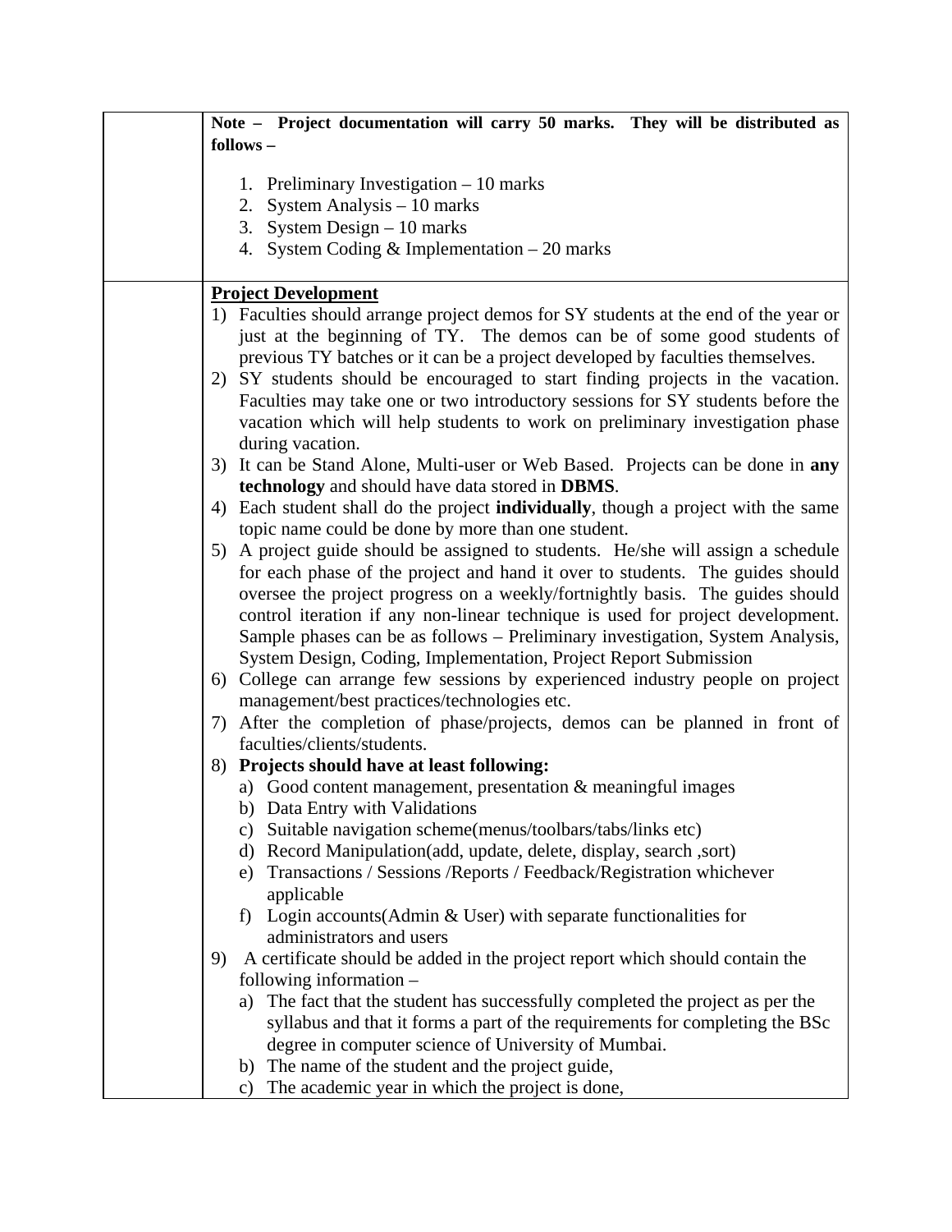| | **Note – Project documentation will carry 50 marks. They will be distributed as follows –**<br><br>1. Preliminary Investigation – 10 marks<br>2. System Analysis – 10 marks<br>3. System Design – 10 marks<br>4. System Coding & Implementation – 20 marks |
|---|---|

**Project Development**

1) Faculties should arrange project demos for SY students at the end of the year or just at the beginning of TY. The demos can be of some good students of previous TY batches or it can be a project developed by faculties themselves.
2) SY students should be encouraged to start finding projects in the vacation. Faculties may take one or two introductory sessions for SY students before the vacation which will help students to work on preliminary investigation phase during vacation.
3) It can be Stand Alone, Multi-user or Web Based. Projects can be done in **any technology** and should have data stored in **DBMS**.
4) Each student shall do the project **individually**, though a project with the same topic name could be done by more than one student.
5) A project guide should be assigned to students. He/she will assign a schedule for each phase of the project and hand it over to students. The guides should oversee the project progress on a weekly/fortnightly basis. The guides should control iteration if any non-linear technique is used for project development. Sample phases can be as follows – Preliminary investigation, System Analysis, System Design, Coding, Implementation, Project Report Submission
6) College can arrange few sessions by experienced industry people on project management/best practices/technologies etc.
7) After the completion of phase/projects, demos can be planned in front of faculties/clients/students.
8) **Projects should have at least following:**
   a) Good content management, presentation & meaningful images
   b) Data Entry with Validations
   c) Suitable navigation scheme(menus/toolbars/tabs/links etc)
   d) Record Manipulation(add, update, delete, display, search ,sort)
   e) Transactions / Sessions /Reports / Feedback/Registration whichever applicable
   f) Login accounts(Admin & User) with separate functionalities for administrators and users
9) A certificate should be added in the project report which should contain the following information –
   a) The fact that the student has successfully completed the project as per the syllabus and that it forms a part of the requirements for completing the BSc degree in computer science of University of Mumbai.
   b) The name of the student and the project guide,
   c) The academic year in which the project is done,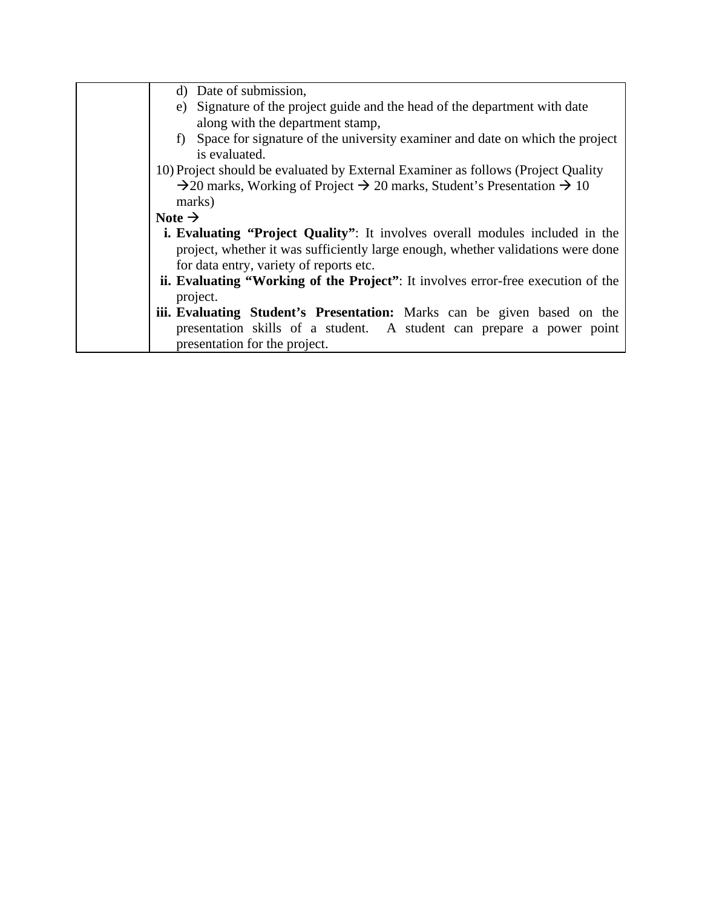| | |
|---|---|
| | d) Date of submission,<br>e) Signature of the project guide and the head of the department with date along with the department stamp,<br>f) Space for signature of the university examiner and date on which the project is evaluated.<br>10) Project should be evaluated by External Examiner as follows (Project Quality →20 marks, Working of Project → 20 marks, Student's Presentation → 10 marks)<br>**Note →**<br>**i. Evaluating "Project Quality"**: It involves overall modules included in the project, whether it was sufficiently large enough, whether validations were done for data entry, variety of reports etc.<br>**ii. Evaluating "Working of the Project"**: It involves error-free execution of the project.<br>**iii. Evaluating Student's Presentation:** Marks can be given based on the presentation skills of a student. A student can prepare a power point presentation for the project. |